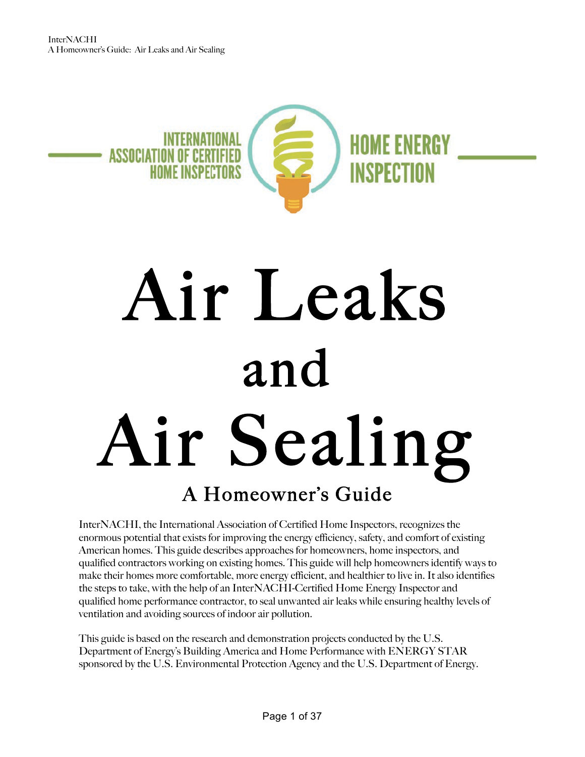INTERNATIONAL ASSOCIATION OF CERTIFIED HOME INSPECTORS

HOME ENERGY INSPECTION

# Air Leaks and Air Sealing

## A Homeowner's Guide

InterNACHI, the International Association of Certified Home Inspectors, recognizes the enormous potential that exists for improving the energy efficiency, safety, and comfort of existing American homes. This guide describes approaches for homeowners, home inspectors, and qualified contractors working on existing homes. This guide will help homeowners identify ways to make their homes more comfortable, more energy efficient, and healthier to live in. It also identifies the steps to take, with the help of an InterNACHI-Certified Home Energy Inspector and qualified home performance contractor, to seal unwanted air leaks while ensuring healthy levels of ventilation and avoiding sources of indoor air pollution.

This guide is based on the research and demonstration projects conducted by the U.S. Department of Energy's Building America and Home Performance with ENERGY STAR sponsored by the U.S. Environmental Protection Agency and the U.S. Department of Energy.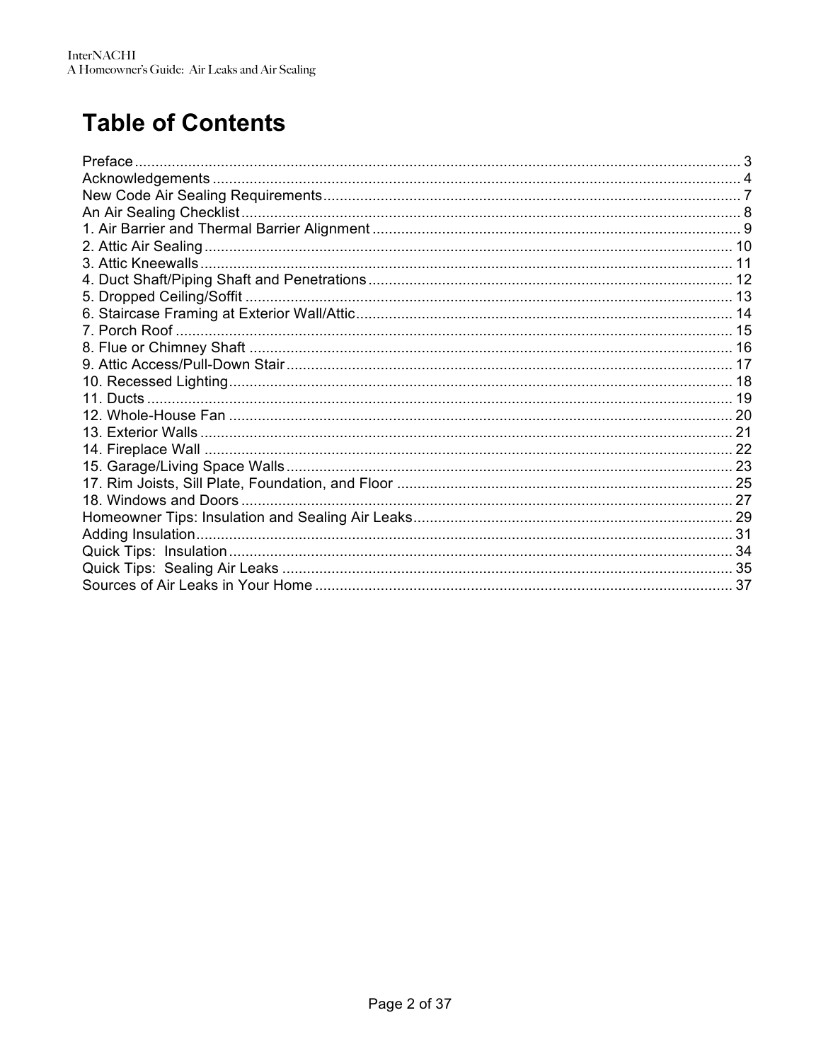# Table of Contents

Preface ..... 3
Acknowledgements ..... 4
New Code Air Sealing Requirements ..... 7
An Air Sealing Checklist ..... 8
1. Air Barrier and Thermal Barrier Alignment ..... 9
2. Attic Air Sealing ..... 10
3. Attic Kneewalls ..... 11
4. Duct Shaft/Piping Shaft and Penetrations ..... 12
5. Dropped Ceiling/Soffit ..... 13
6. Staircase Framing at Exterior Wall/Attic ..... 14
7. Porch Roof ..... 15
8. Flue or Chimney Shaft ..... 16
9. Attic Access/Pull-Down Stair ..... 17
10. Recessed Lighting ..... 18
11. Ducts ..... 19
12. Whole-House Fan ..... 20
13. Exterior Walls ..... 21
14. Fireplace Wall ..... 22
15. Garage/Living Space Walls ..... 23
17. Rim Joists, Sill Plate, Foundation, and Floor ..... 25
18. Windows and Doors ..... 27
Homeowner Tips: Insulation and Sealing Air Leaks ..... 29
Adding Insulation ..... 31
Quick Tips: Insulation ..... 34
Quick Tips: Sealing Air Leaks ..... 35
Sources of Air Leaks in Your Home ..... 37